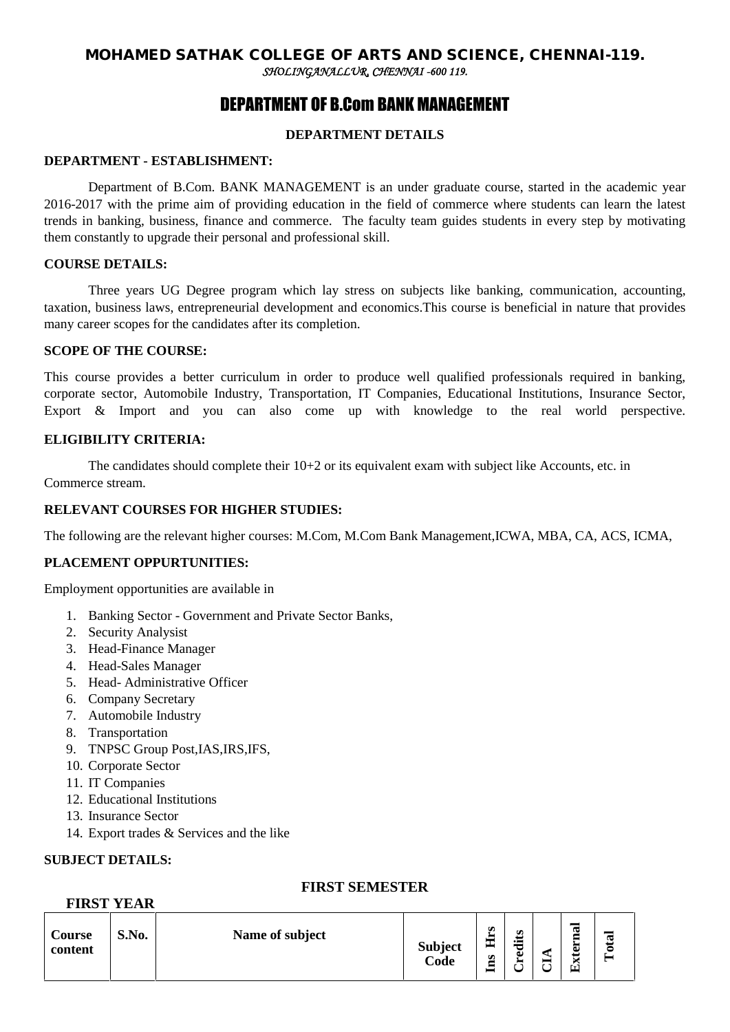# MOHAMED SATHAK COLLEGE OF ARTS AND SCIENCE, CHENNAI-119.

*SHOLINGANALLUR, CHENNAI -600 119.*

## DEPARTMENT OF B.Com BANK MANAGEMENT

### DEPARTMENT DETAILS

**DEPARTMENT - ESTABLISHMENT:**

Department of B.Com. BANK MANAGEMENT is an under graduate course, started in the academic year 2016-2017 with the prime aim of providing education in the field of commerce where students can learn the latest trends in banking, business, finance and commerce. The faculty team guides students in every step by motivating them constantly to upgrade their personal and professional skill.

**COURSE DETAILS:**

Three years UG Degree program which lay stress on subjects like banking, communication, accounting, taxation, business laws, entrepreneurial development and economics.This course is beneficial in nature that provides many career scopes for the candidates after its completion.

**SCOPE OF THE COURSE:**

This course provides a better curriculum in order to produce well qualified professionals required in banking, corporate sector, Automobile Industry, Transportation, IT Companies, Educational Institutions, Insurance Sector, Export & Import and you can also come up with knowledge to the real world perspective.

**ELIGIBILITY CRITERIA:**

The candidates should complete their 10+2 or its equivalent exam with subject like Accounts, etc. in Commerce stream.

**RELEVANT COURSES FOR HIGHER STUDIES:**

The following are the relevant higher courses: M.Com, M.Com Bank Management,ICWA, MBA, CA, ACS, ICMA,

**PLACEMENT OPPURTUNITIES:**

Employment opportunities are available in

1. Banking Sector - Government and Private Sector Banks,
2. Security Analysist
3. Head-Finance Manager
4. Head-Sales Manager
5. Head- Administrative Officer
6. Company Secretary
7. Automobile Industry
8. Transportation
9. TNPSC Group Post,IAS,IRS,IFS,
10. Corporate Sector
11. IT Companies
12. Educational Institutions
13. Insurance Sector
14. Export trades & Services and the like

**SUBJECT DETAILS:**

**FIRST YEAR**

**FIRST SEMESTER**

| Course content | S.No. | Name of subject | Subject Code | Ins Hrs | Credits | CIA | External | Total |
|---|---|---|---|---|---|---|---|---|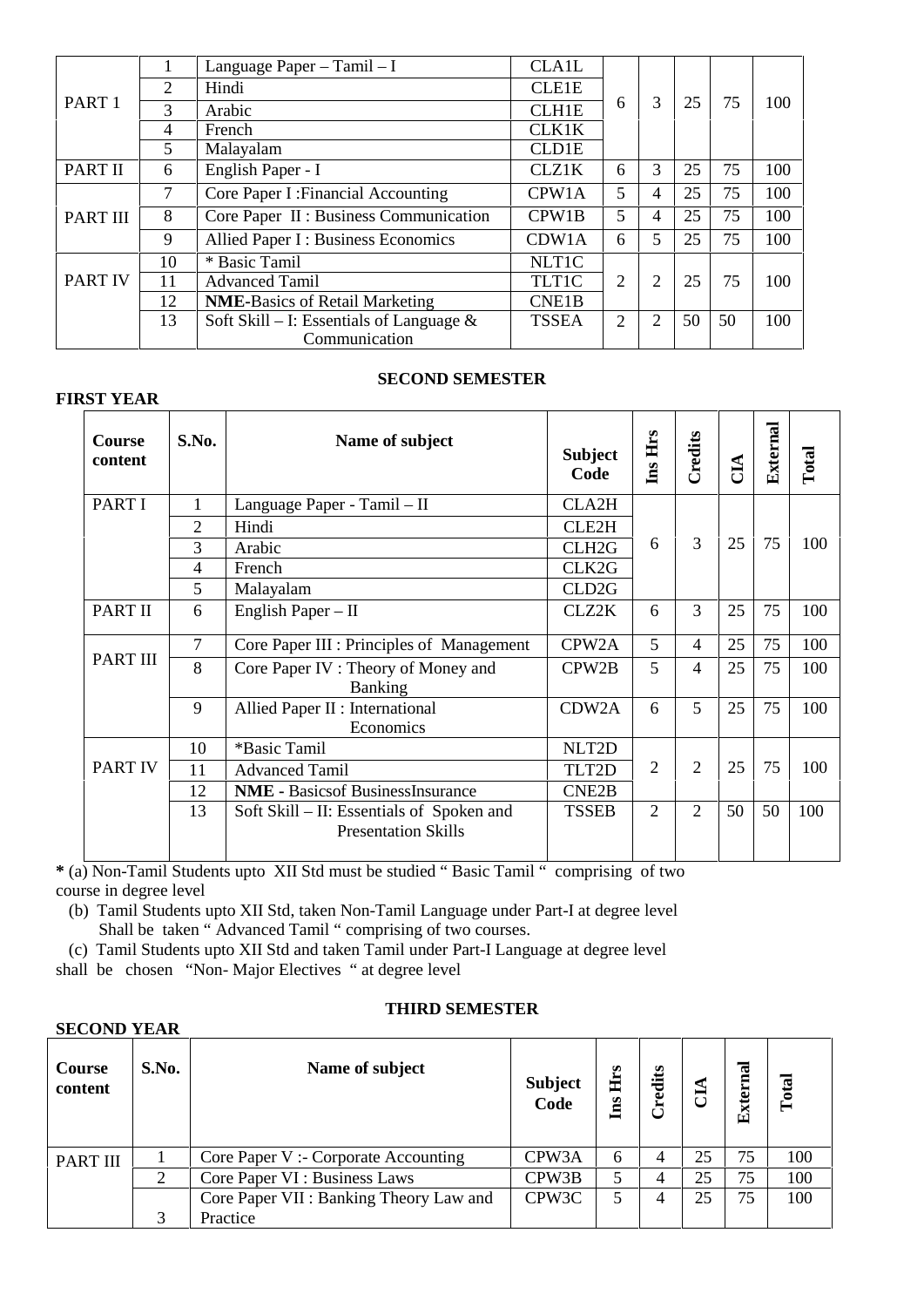| | | | | | | | | |
|---|---|---|---|---|---|---|---|---|
| PART 1 | 1 | Language Paper – Tamil – I | CLA1L | 6 | 3 | 25 | 75 | 100 |
| | 2 | Hindi | CLE1E | | | | | |
| | 3 | Arabic | CLH1E | | | | | |
| | 4 | French | CLK1K | | | | | |
| | 5 | Malayalam | CLD1E | | | | | |
| PART II | 6 | English Paper - I | CLZ1K | 6 | 3 | 25 | 75 | 100 |
| PART III | 7 | Core Paper I :Financial Accounting | CPW1A | 5 | 4 | 25 | 75 | 100 |
| | 8 | Core Paper II : Business Communication | CPW1B | 5 | 4 | 25 | 75 | 100 |
| | 9 | Allied Paper I : Business Economics | CDW1A | 6 | 5 | 25 | 75 | 100 |
| PART IV | 10 | * Basic Tamil | NLT1C | 2 | 2 | 25 | 75 | 100 |
| | 11 | Advanced Tamil | TLT1C | | | | | |
| | 12 | **NME**-Basics of Retail Marketing | CNE1B | | | | | |
| | 13 | Soft Skill – I: Essentials of Language & Communication | TSSEA | 2 | 2 | 50 | 50 | 100 |

### SECOND SEMESTER

**FIRST YEAR**

| Course content | S.No. | Name of subject | Subject Code | Ins Hrs | Credits | CIA | External | Total |
|---|---|---|---|---|---|---|---|---|
| PART I | 1 | Language Paper - Tamil – II | CLA2H | 6 | 3 | 25 | 75 | 100 |
| | 2 | Hindi | CLE2H | | | | | |
| | 3 | Arabic | CLH2G | | | | | |
| | 4 | French | CLK2G | | | | | |
| | 5 | Malayalam | CLD2G | | | | | |
| PART II | 6 | English Paper – II | CLZ2K | 6 | 3 | 25 | 75 | 100 |
| PART III | 7 | Core Paper III : Principles of Management | CPW2A | 5 | 4 | 25 | 75 | 100 |
| | 8 | Core Paper IV : Theory of Money and Banking | CPW2B | 5 | 4 | 25 | 75 | 100 |
| | 9 | Allied Paper II : International Economics | CDW2A | 6 | 5 | 25 | 75 | 100 |
| PART IV | 10 | *Basic Tamil | NLT2D | 2 | 2 | 25 | 75 | 100 |
| | 11 | Advanced Tamil | TLT2D | | | | | |
| | 12 | **NME -** Basicsof BusinessInsurance | CNE2B | | | | | |
| | 13 | Soft Skill – II: Essentials of Spoken and Presentation Skills | TSSEB | 2 | 2 | 50 | 50 | 100 |

**\*** (a) Non-Tamil Students upto XII Std must be studied " Basic Tamil " comprising of two course in degree level

(b) Tamil Students upto XII Std, taken Non-Tamil Language under Part-I at degree level Shall be taken " Advanced Tamil " comprising of two courses.

(c) Tamil Students upto XII Std and taken Tamil under Part-I Language at degree level shall be chosen "Non- Major Electives " at degree level

### THIRD SEMESTER

**SECOND YEAR**

| Course content | S.No. | Name of subject | Subject Code | Ins Hrs | Credits | CIA | External | Total |
|---|---|---|---|---|---|---|---|---|
| PART III | 1 | Core Paper V :- Corporate Accounting | CPW3A | 6 | 4 | 25 | 75 | 100 |
| | 2 | Core Paper VI : Business Laws | CPW3B | 5 | 4 | 25 | 75 | 100 |
| | 3 | Core Paper VII : Banking Theory Law and Practice | CPW3C | 5 | 4 | 25 | 75 | 100 |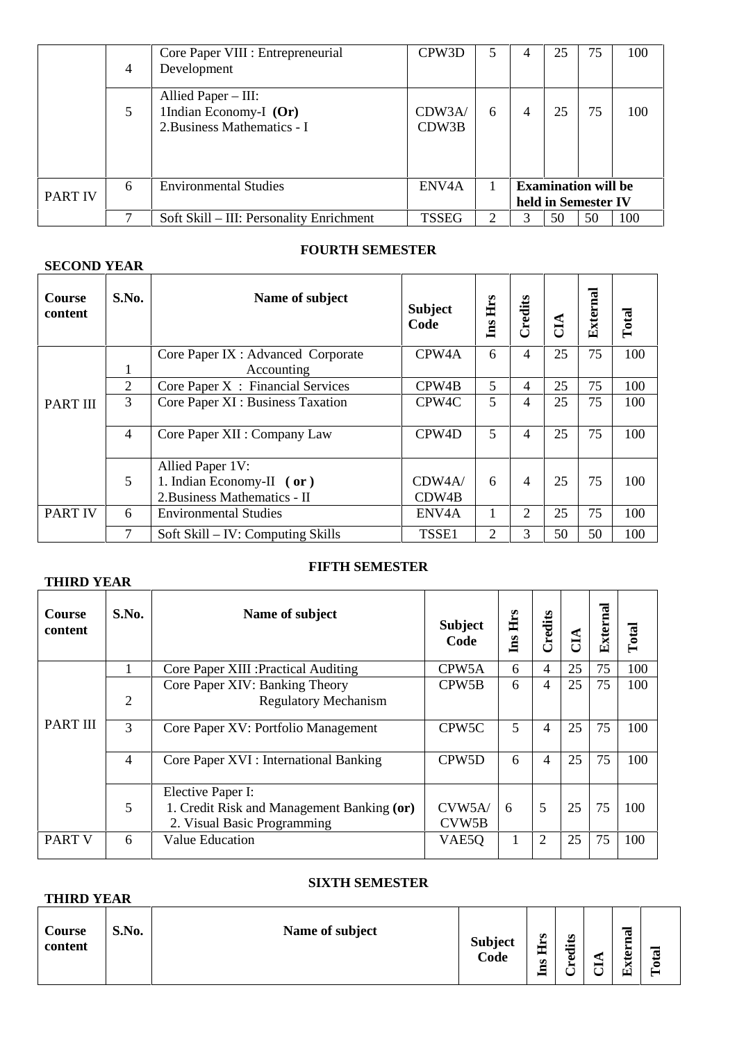| | | | | | | | | |
|---|---|---|---|---|---|---|---|---|
| | 4 | Core Paper VIII : Entrepreneurial Development | CPW3D | 5 | 4 | 25 | 75 | 100 |
| | 5 | Allied Paper – III: 1Indian Economy-I **(Or)** 2.Business Mathematics - I | CDW3A/ CDW3B | 6 | 4 | 25 | 75 | 100 |
| PART IV | 6 | Environmental Studies | ENV4A | 1 | **Examination will be held in Semester IV** | | | |
| | 7 | Soft Skill – III: Personality Enrichment | TSSEG | 2 | 3 | 50 | 50 | 100 |

**FOURTH SEMESTER**

**SECOND YEAR**

| Course content | S.No. | Name of subject | Subject Code | Ins Hrs | Credits | CIA | External | Total |
|---|---|---|---|---|---|---|---|---|
| PART III | 1 | Core Paper IX : Advanced Corporate Accounting | CPW4A | 6 | 4 | 25 | 75 | 100 |
| | 2 | Core Paper X : Financial Services | CPW4B | 5 | 4 | 25 | 75 | 100 |
| | 3 | Core Paper XI : Business Taxation | CPW4C | 5 | 4 | 25 | 75 | 100 |
| | 4 | Core Paper XII : Company Law | CPW4D | 5 | 4 | 25 | 75 | 100 |
| | 5 | Allied Paper 1V: 1. Indian Economy-II **( or )** 2.Business Mathematics - II | CDW4A/ CDW4B | 6 | 4 | 25 | 75 | 100 |
| PART IV | 6 | Environmental Studies | ENV4A | 1 | 2 | 25 | 75 | 100 |
| | 7 | Soft Skill – IV: Computing Skills | TSSE1 | 2 | 3 | 50 | 50 | 100 |

**FIFTH SEMESTER**

**THIRD YEAR**

| Course content | S.No. | Name of subject | Subject Code | Ins Hrs | Credits | CIA | External | Total |
|---|---|---|---|---|---|---|---|---|
| PART III | 1 | Core Paper XIII :Practical Auditing | CPW5A | 6 | 4 | 25 | 75 | 100 |
| | 2 | Core Paper XIV: Banking Theory Regulatory Mechanism | CPW5B | 6 | 4 | 25 | 75 | 100 |
| | 3 | Core Paper XV: Portfolio Management | CPW5C | 5 | 4 | 25 | 75 | 100 |
| | 4 | Core Paper XVI : International Banking | CPW5D | 6 | 4 | 25 | 75 | 100 |
| | 5 | Elective Paper I: 1. Credit Risk and Management Banking **(or)** 2. Visual Basic Programming | CVW5A/ CVW5B | 6 | 5 | 25 | 75 | 100 |
| PART V | 6 | Value Education | VAE5Q | 1 | 2 | 25 | 75 | 100 |

**SIXTH SEMESTER**

**THIRD YEAR**

| Course content | S.No. | Name of subject | Subject Code | Ins Hrs | Credits | CIA | External | Total |
|---|---|---|---|---|---|---|---|---|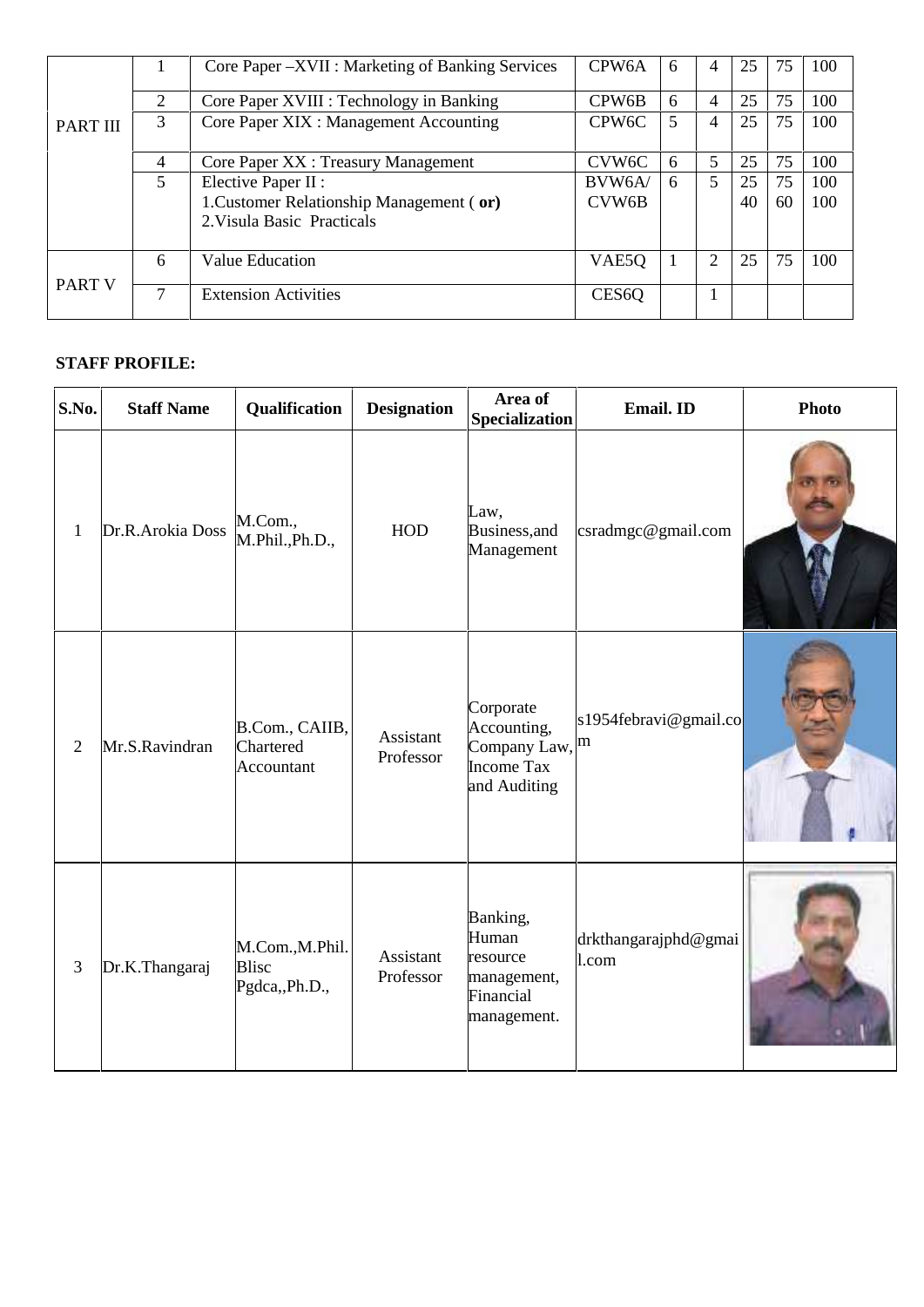| | | | | | | | | |
|---|---|---|---|---|---|---|---|---|
| PART III | 1 | Core Paper –XVII : Marketing of Banking Services | CPW6A | 6 | 4 | 25 | 75 | 100 |
| | 2 | Core Paper XVIII : Technology in Banking | CPW6B | 6 | 4 | 25 | 75 | 100 |
| | 3 | Core Paper XIX : Management Accounting | CPW6C | 5 | 4 | 25 | 75 | 100 |
| | 4 | Core Paper XX : Treasury Management | CVW6C | 6 | 5 | 25 | 75 | 100 |
| | 5 | Elective Paper II :<br>1.Customer Relationship Management ( **or)**<br>2.Visula Basic Practicals | BVW6A/<br>CVW6B | 6 | 5 | 25<br>40 | 75<br>60 | 100<br>100 |
| PART V | 6 | Value Education | VAE5Q | 1 | 2 | 25 | 75 | 100 |
| | 7 | Extension Activities | CES6Q | | 1 | | | |

**STAFF PROFILE:**

| S.No. | Staff Name | Qualification | Designation | Area of Specialization | Email. ID | Photo |
|---|---|---|---|---|---|---|
| 1 | Dr.R.Arokia Doss | M.Com., M.Phil.,Ph.D., | HOD | Law, Business,and Management | csradmgc@gmail.com | |
| 2 | Mr.S.Ravindran | B.Com., CAIIB, Chartered Accountant | Assistant Professor | Corporate Accounting, Company Law, Income Tax and Auditing | s1954febravi@gmail.com | |
| 3 | Dr.K.Thangaraj | M.Com.,M.Phil. Blisc Pgdca,,Ph.D., | Assistant Professor | Banking, Human resource management, Financial management. | drkthangarajphd@gmail.com | |